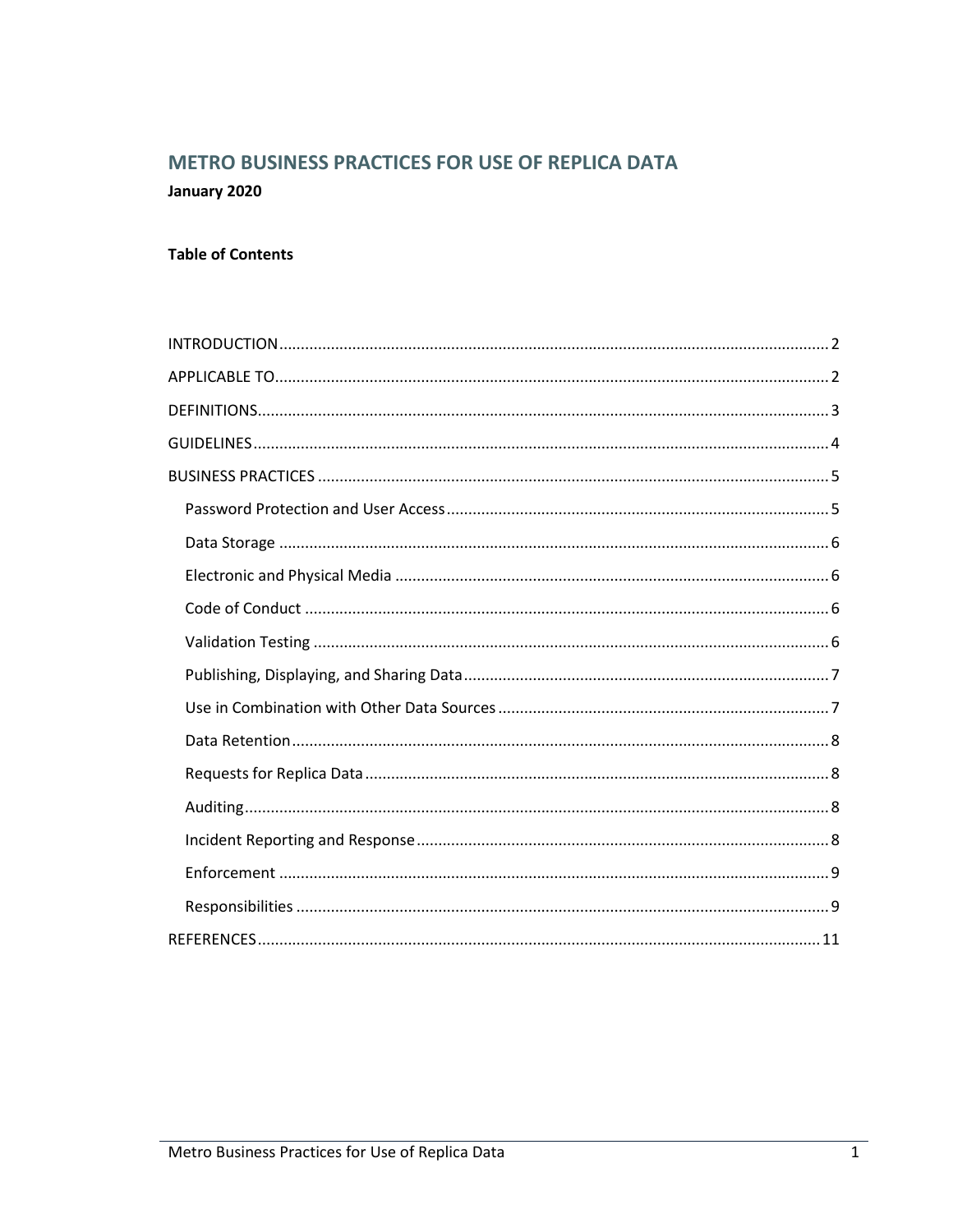# METRO BUSINESS PRACTICES FOR USE OF REPLICA DATA

**January 2020**

**Table of Contents**

INTRODUCTION .......... 2

APPLICABLE TO .......... 2

DEFINITIONS .......... 3

GUIDELINES .......... 4

BUSINESS PRACTICES .......... 5

- Password Protection and User Access .......... 5
- Data Storage .......... 6
- Electronic and Physical Media .......... 6
- Code of Conduct .......... 6
- Validation Testing .......... 6
- Publishing, Displaying, and Sharing Data .......... 7
- Use in Combination with Other Data Sources .......... 7
- Data Retention .......... 8
- Requests for Replica Data .......... 8
- Auditing .......... 8
- Incident Reporting and Response .......... 8
- Enforcement .......... 9
- Responsibilities .......... 9

REFERENCES .......... 11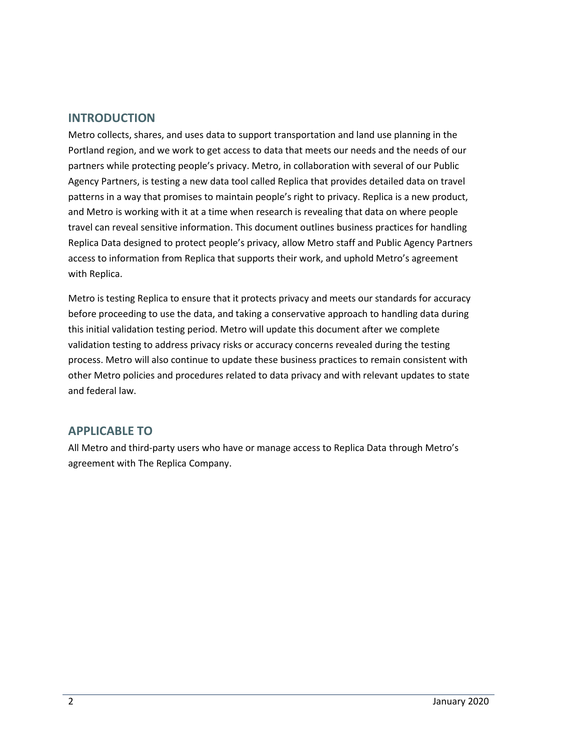## INTRODUCTION

Metro collects, shares, and uses data to support transportation and land use planning in the Portland region, and we work to get access to data that meets our needs and the needs of our partners while protecting people's privacy. Metro, in collaboration with several of our Public Agency Partners, is testing a new data tool called Replica that provides detailed data on travel patterns in a way that promises to maintain people's right to privacy. Replica is a new product, and Metro is working with it at a time when research is revealing that data on where people travel can reveal sensitive information. This document outlines business practices for handling Replica Data designed to protect people's privacy, allow Metro staff and Public Agency Partners access to information from Replica that supports their work, and uphold Metro's agreement with Replica.

Metro is testing Replica to ensure that it protects privacy and meets our standards for accuracy before proceeding to use the data, and taking a conservative approach to handling data during this initial validation testing period. Metro will update this document after we complete validation testing to address privacy risks or accuracy concerns revealed during the testing process. Metro will also continue to update these business practices to remain consistent with other Metro policies and procedures related to data privacy and with relevant updates to state and federal law.

## APPLICABLE TO

All Metro and third-party users who have or manage access to Replica Data through Metro's agreement with The Replica Company.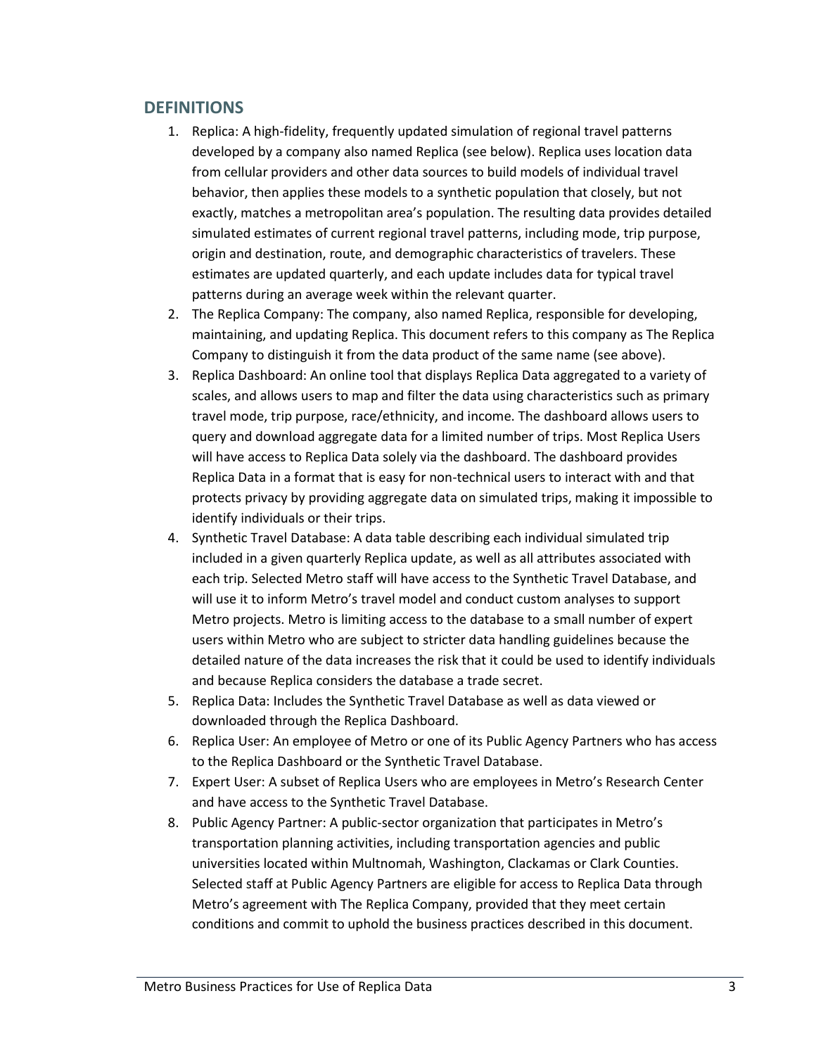## DEFINITIONS

1. Replica: A high-fidelity, frequently updated simulation of regional travel patterns developed by a company also named Replica (see below). Replica uses location data from cellular providers and other data sources to build models of individual travel behavior, then applies these models to a synthetic population that closely, but not exactly, matches a metropolitan area's population. The resulting data provides detailed simulated estimates of current regional travel patterns, including mode, trip purpose, origin and destination, route, and demographic characteristics of travelers. These estimates are updated quarterly, and each update includes data for typical travel patterns during an average week within the relevant quarter.
2. The Replica Company: The company, also named Replica, responsible for developing, maintaining, and updating Replica. This document refers to this company as The Replica Company to distinguish it from the data product of the same name (see above).
3. Replica Dashboard: An online tool that displays Replica Data aggregated to a variety of scales, and allows users to map and filter the data using characteristics such as primary travel mode, trip purpose, race/ethnicity, and income. The dashboard allows users to query and download aggregate data for a limited number of trips. Most Replica Users will have access to Replica Data solely via the dashboard. The dashboard provides Replica Data in a format that is easy for non-technical users to interact with and that protects privacy by providing aggregate data on simulated trips, making it impossible to identify individuals or their trips.
4. Synthetic Travel Database: A data table describing each individual simulated trip included in a given quarterly Replica update, as well as all attributes associated with each trip. Selected Metro staff will have access to the Synthetic Travel Database, and will use it to inform Metro's travel model and conduct custom analyses to support Metro projects. Metro is limiting access to the database to a small number of expert users within Metro who are subject to stricter data handling guidelines because the detailed nature of the data increases the risk that it could be used to identify individuals and because Replica considers the database a trade secret.
5. Replica Data: Includes the Synthetic Travel Database as well as data viewed or downloaded through the Replica Dashboard.
6. Replica User: An employee of Metro or one of its Public Agency Partners who has access to the Replica Dashboard or the Synthetic Travel Database.
7. Expert User: A subset of Replica Users who are employees in Metro's Research Center and have access to the Synthetic Travel Database.
8. Public Agency Partner: A public-sector organization that participates in Metro's transportation planning activities, including transportation agencies and public universities located within Multnomah, Washington, Clackamas or Clark Counties. Selected staff at Public Agency Partners are eligible for access to Replica Data through Metro's agreement with The Replica Company, provided that they meet certain conditions and commit to uphold the business practices described in this document.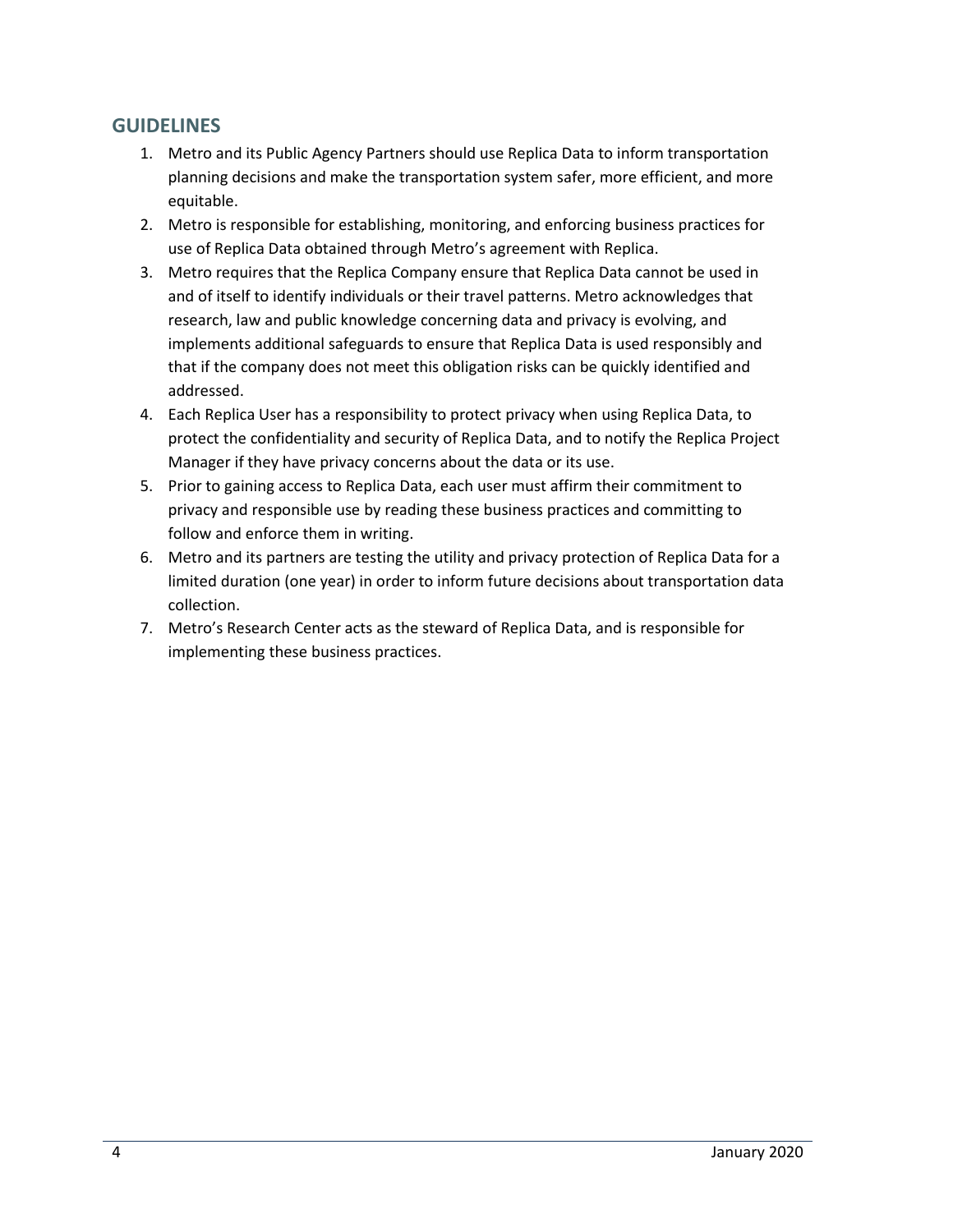## GUIDELINES

1. Metro and its Public Agency Partners should use Replica Data to inform transportation planning decisions and make the transportation system safer, more efficient, and more equitable.
2. Metro is responsible for establishing, monitoring, and enforcing business practices for use of Replica Data obtained through Metro's agreement with Replica.
3. Metro requires that the Replica Company ensure that Replica Data cannot be used in and of itself to identify individuals or their travel patterns. Metro acknowledges that research, law and public knowledge concerning data and privacy is evolving, and implements additional safeguards to ensure that Replica Data is used responsibly and that if the company does not meet this obligation risks can be quickly identified and addressed.
4. Each Replica User has a responsibility to protect privacy when using Replica Data, to protect the confidentiality and security of Replica Data, and to notify the Replica Project Manager if they have privacy concerns about the data or its use.
5. Prior to gaining access to Replica Data, each user must affirm their commitment to privacy and responsible use by reading these business practices and committing to follow and enforce them in writing.
6. Metro and its partners are testing the utility and privacy protection of Replica Data for a limited duration (one year) in order to inform future decisions about transportation data collection.
7. Metro's Research Center acts as the steward of Replica Data, and is responsible for implementing these business practices.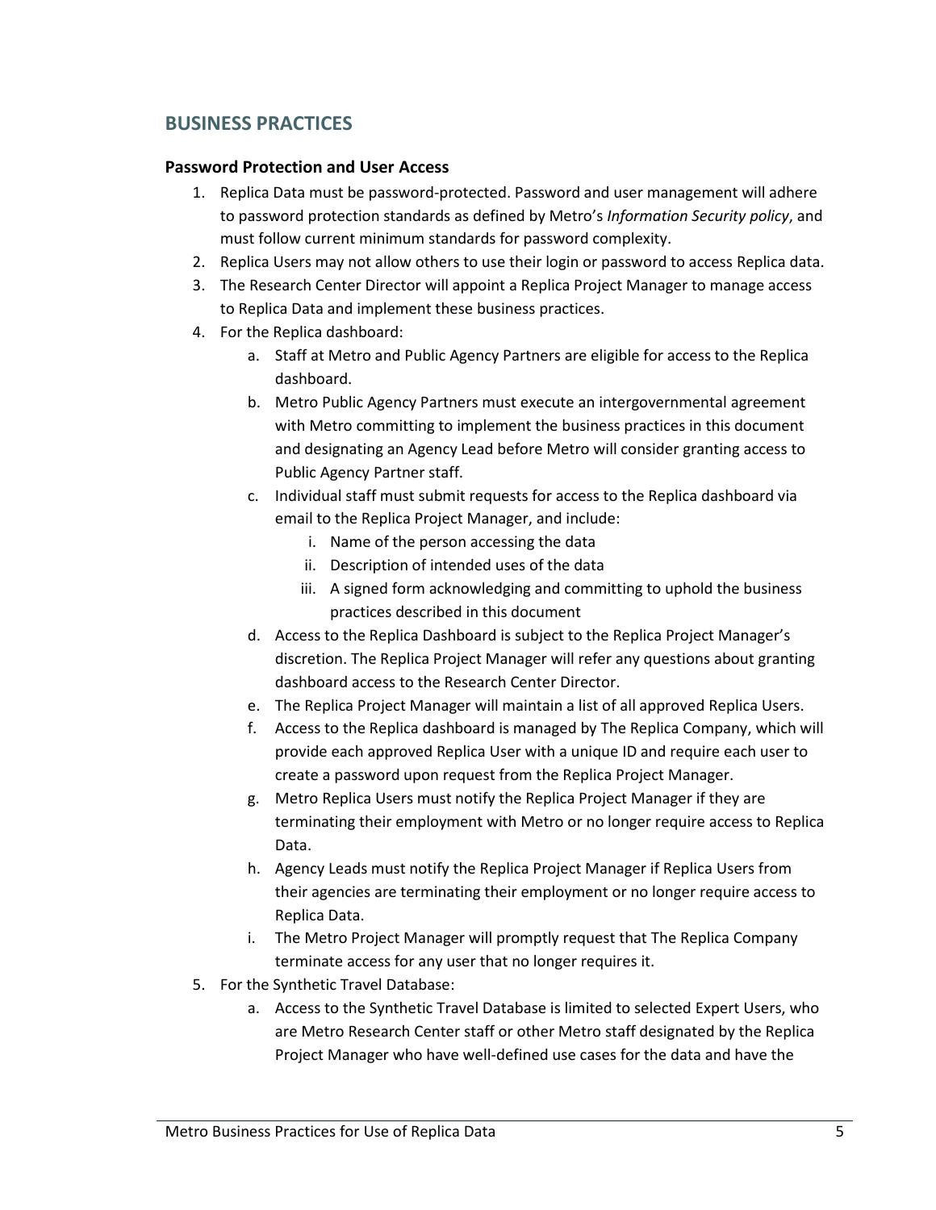## BUSINESS PRACTICES

### Password Protection and User Access

1. Replica Data must be password-protected. Password and user management will adhere to password protection standards as defined by Metro's *Information Security policy*, and must follow current minimum standards for password complexity.
2. Replica Users may not allow others to use their login or password to access Replica data.
3. The Research Center Director will appoint a Replica Project Manager to manage access to Replica Data and implement these business practices.
4. For the Replica dashboard:
    a. Staff at Metro and Public Agency Partners are eligible for access to the Replica dashboard.
    b. Metro Public Agency Partners must execute an intergovernmental agreement with Metro committing to implement the business practices in this document and designating an Agency Lead before Metro will consider granting access to Public Agency Partner staff.
    c. Individual staff must submit requests for access to the Replica dashboard via email to the Replica Project Manager, and include:
        i. Name of the person accessing the data
        ii. Description of intended uses of the data
        iii. A signed form acknowledging and committing to uphold the business practices described in this document
    d. Access to the Replica Dashboard is subject to the Replica Project Manager's discretion. The Replica Project Manager will refer any questions about granting dashboard access to the Research Center Director.
    e. The Replica Project Manager will maintain a list of all approved Replica Users.
    f. Access to the Replica dashboard is managed by The Replica Company, which will provide each approved Replica User with a unique ID and require each user to create a password upon request from the Replica Project Manager.
    g. Metro Replica Users must notify the Replica Project Manager if they are terminating their employment with Metro or no longer require access to Replica Data.
    h. Agency Leads must notify the Replica Project Manager if Replica Users from their agencies are terminating their employment or no longer require access to Replica Data.
    i. The Metro Project Manager will promptly request that The Replica Company terminate access for any user that no longer requires it.
5. For the Synthetic Travel Database:
    a. Access to the Synthetic Travel Database is limited to selected Expert Users, who are Metro Research Center staff or other Metro staff designated by the Replica Project Manager who have well-defined use cases for the data and have the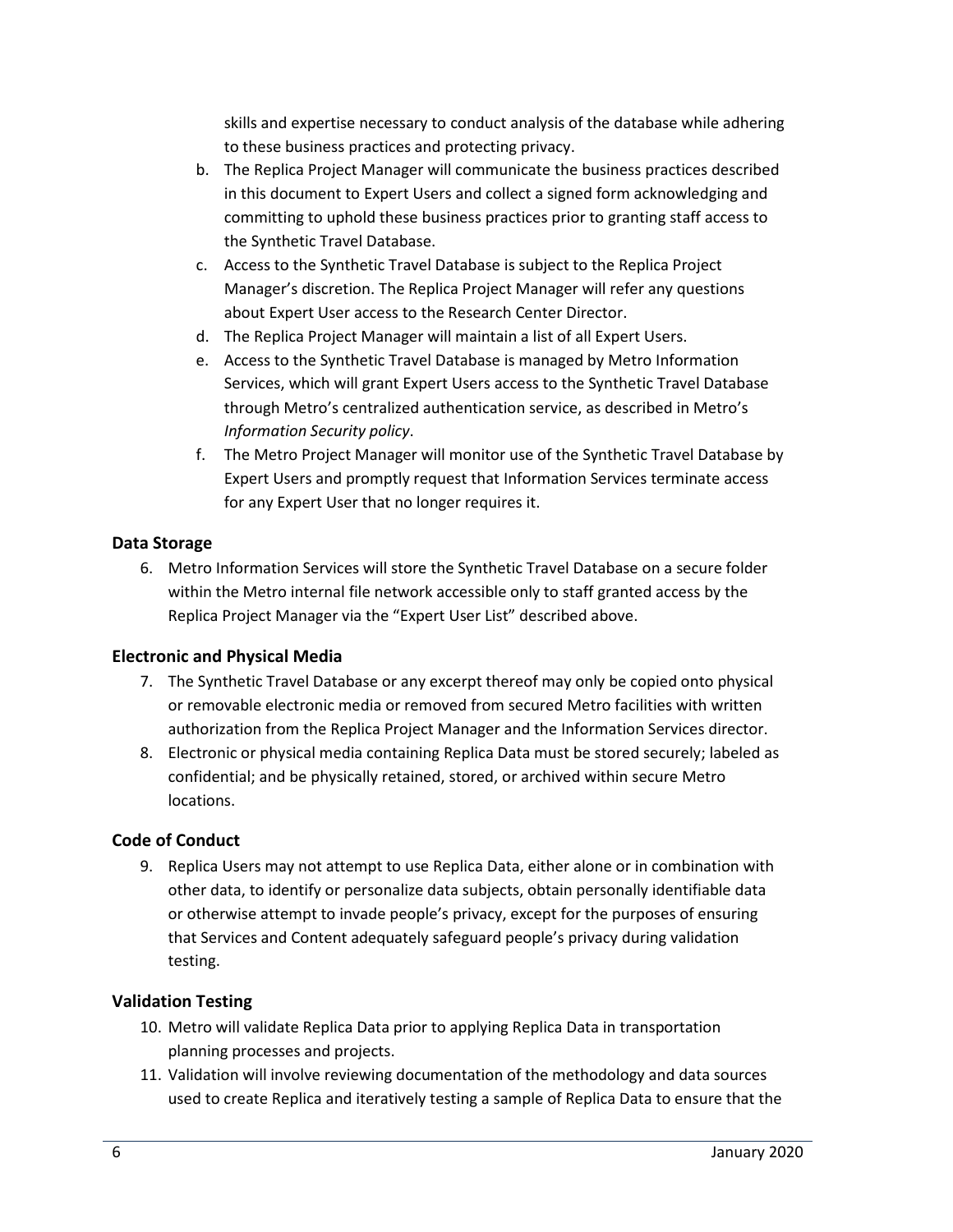skills and expertise necessary to conduct analysis of the database while adhering to these business practices and protecting privacy.

b. The Replica Project Manager will communicate the business practices described in this document to Expert Users and collect a signed form acknowledging and committing to uphold these business practices prior to granting staff access to the Synthetic Travel Database.

c. Access to the Synthetic Travel Database is subject to the Replica Project Manager's discretion. The Replica Project Manager will refer any questions about Expert User access to the Research Center Director.

d. The Replica Project Manager will maintain a list of all Expert Users.

e. Access to the Synthetic Travel Database is managed by Metro Information Services, which will grant Expert Users access to the Synthetic Travel Database through Metro's centralized authentication service, as described in Metro's *Information Security policy*.

f. The Metro Project Manager will monitor use of the Synthetic Travel Database by Expert Users and promptly request that Information Services terminate access for any Expert User that no longer requires it.

### Data Storage

6. Metro Information Services will store the Synthetic Travel Database on a secure folder within the Metro internal file network accessible only to staff granted access by the Replica Project Manager via the "Expert User List" described above.

### Electronic and Physical Media

7. The Synthetic Travel Database or any excerpt thereof may only be copied onto physical or removable electronic media or removed from secured Metro facilities with written authorization from the Replica Project Manager and the Information Services director.
8. Electronic or physical media containing Replica Data must be stored securely; labeled as confidential; and be physically retained, stored, or archived within secure Metro locations.

### Code of Conduct

9. Replica Users may not attempt to use Replica Data, either alone or in combination with other data, to identify or personalize data subjects, obtain personally identifiable data or otherwise attempt to invade people's privacy, except for the purposes of ensuring that Services and Content adequately safeguard people's privacy during validation testing.

### Validation Testing

10. Metro will validate Replica Data prior to applying Replica Data in transportation planning processes and projects.
11. Validation will involve reviewing documentation of the methodology and data sources used to create Replica and iteratively testing a sample of Replica Data to ensure that the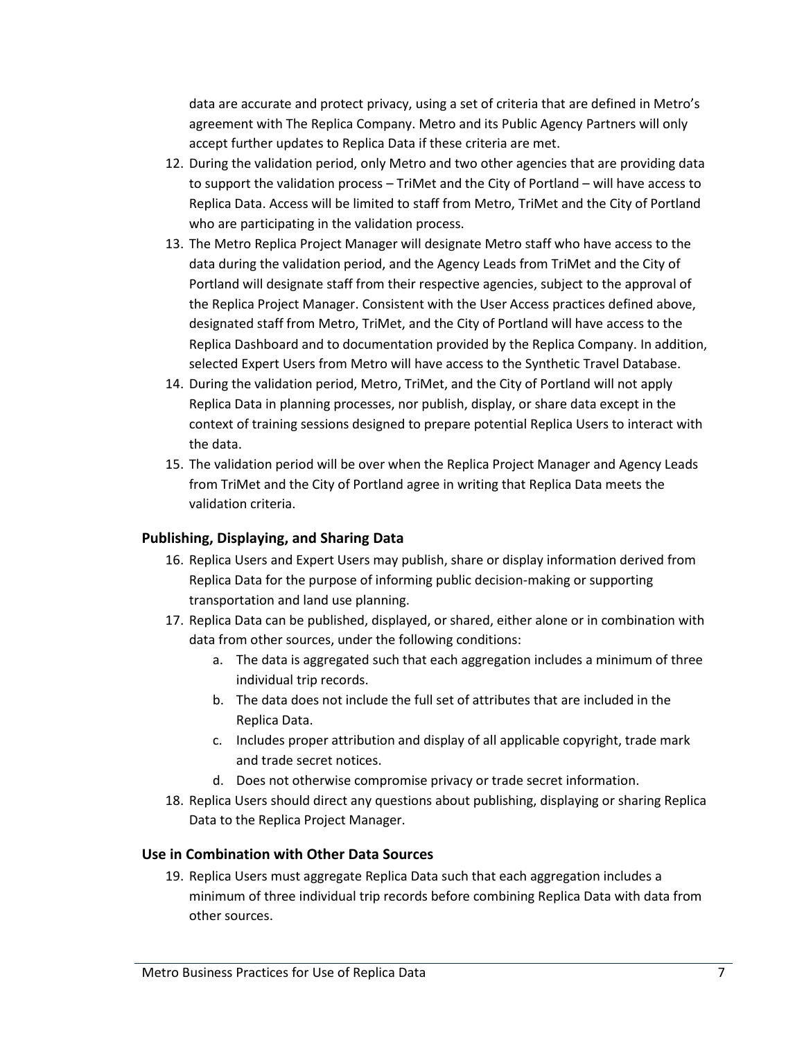data are accurate and protect privacy, using a set of criteria that are defined in Metro's agreement with The Replica Company. Metro and its Public Agency Partners will only accept further updates to Replica Data if these criteria are met.

12. During the validation period, only Metro and two other agencies that are providing data to support the validation process – TriMet and the City of Portland – will have access to Replica Data. Access will be limited to staff from Metro, TriMet and the City of Portland who are participating in the validation process.
13. The Metro Replica Project Manager will designate Metro staff who have access to the data during the validation period, and the Agency Leads from TriMet and the City of Portland will designate staff from their respective agencies, subject to the approval of the Replica Project Manager. Consistent with the User Access practices defined above, designated staff from Metro, TriMet, and the City of Portland will have access to the Replica Dashboard and to documentation provided by the Replica Company. In addition, selected Expert Users from Metro will have access to the Synthetic Travel Database.
14. During the validation period, Metro, TriMet, and the City of Portland will not apply Replica Data in planning processes, nor publish, display, or share data except in the context of training sessions designed to prepare potential Replica Users to interact with the data.
15. The validation period will be over when the Replica Project Manager and Agency Leads from TriMet and the City of Portland agree in writing that Replica Data meets the validation criteria.

### Publishing, Displaying, and Sharing Data

16. Replica Users and Expert Users may publish, share or display information derived from Replica Data for the purpose of informing public decision-making or supporting transportation and land use planning.
17. Replica Data can be published, displayed, or shared, either alone or in combination with data from other sources, under the following conditions:
    a. The data is aggregated such that each aggregation includes a minimum of three individual trip records.
    b. The data does not include the full set of attributes that are included in the Replica Data.
    c. Includes proper attribution and display of all applicable copyright, trade mark and trade secret notices.
    d. Does not otherwise compromise privacy or trade secret information.
18. Replica Users should direct any questions about publishing, displaying or sharing Replica Data to the Replica Project Manager.

### Use in Combination with Other Data Sources

19. Replica Users must aggregate Replica Data such that each aggregation includes a minimum of three individual trip records before combining Replica Data with data from other sources.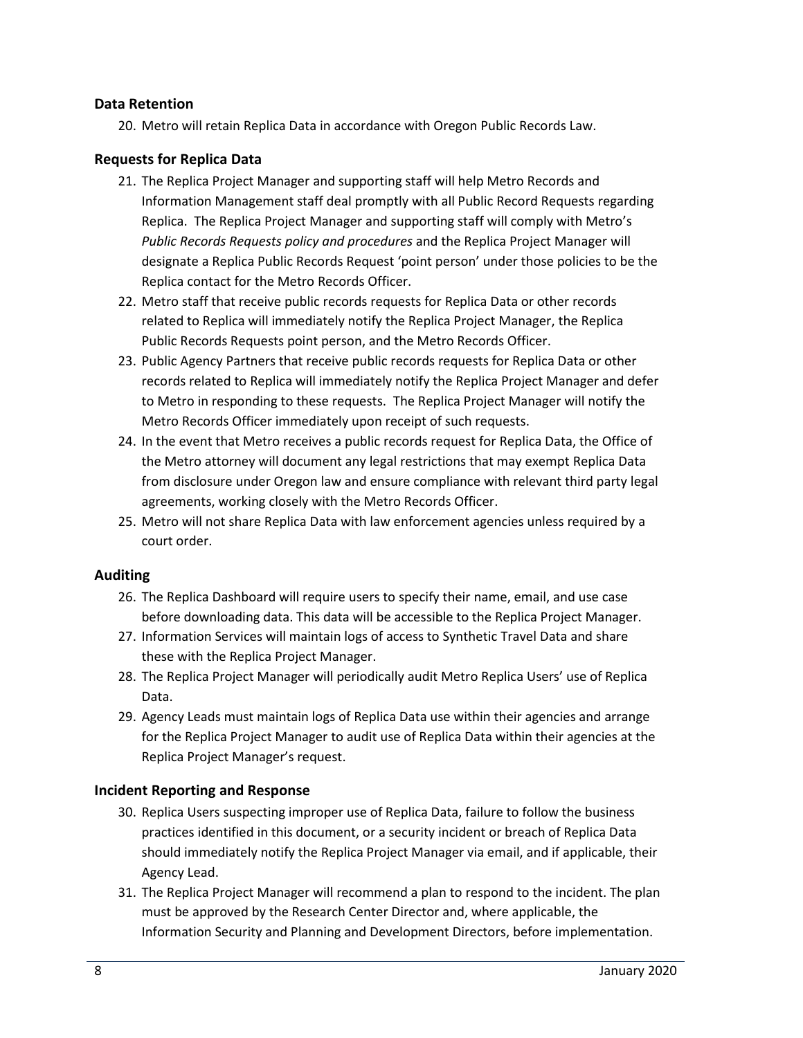### Data Retention

20. Metro will retain Replica Data in accordance with Oregon Public Records Law.

### Requests for Replica Data

21. The Replica Project Manager and supporting staff will help Metro Records and Information Management staff deal promptly with all Public Record Requests regarding Replica. The Replica Project Manager and supporting staff will comply with Metro's *Public Records Requests policy and procedures* and the Replica Project Manager will designate a Replica Public Records Request 'point person' under those policies to be the Replica contact for the Metro Records Officer.
22. Metro staff that receive public records requests for Replica Data or other records related to Replica will immediately notify the Replica Project Manager, the Replica Public Records Requests point person, and the Metro Records Officer.
23. Public Agency Partners that receive public records requests for Replica Data or other records related to Replica will immediately notify the Replica Project Manager and defer to Metro in responding to these requests. The Replica Project Manager will notify the Metro Records Officer immediately upon receipt of such requests.
24. In the event that Metro receives a public records request for Replica Data, the Office of the Metro attorney will document any legal restrictions that may exempt Replica Data from disclosure under Oregon law and ensure compliance with relevant third party legal agreements, working closely with the Metro Records Officer.
25. Metro will not share Replica Data with law enforcement agencies unless required by a court order.

### Auditing

26. The Replica Dashboard will require users to specify their name, email, and use case before downloading data. This data will be accessible to the Replica Project Manager.
27. Information Services will maintain logs of access to Synthetic Travel Data and share these with the Replica Project Manager.
28. The Replica Project Manager will periodically audit Metro Replica Users' use of Replica Data.
29. Agency Leads must maintain logs of Replica Data use within their agencies and arrange for the Replica Project Manager to audit use of Replica Data within their agencies at the Replica Project Manager's request.

### Incident Reporting and Response

30. Replica Users suspecting improper use of Replica Data, failure to follow the business practices identified in this document, or a security incident or breach of Replica Data should immediately notify the Replica Project Manager via email, and if applicable, their Agency Lead.
31. The Replica Project Manager will recommend a plan to respond to the incident. The plan must be approved by the Research Center Director and, where applicable, the Information Security and Planning and Development Directors, before implementation.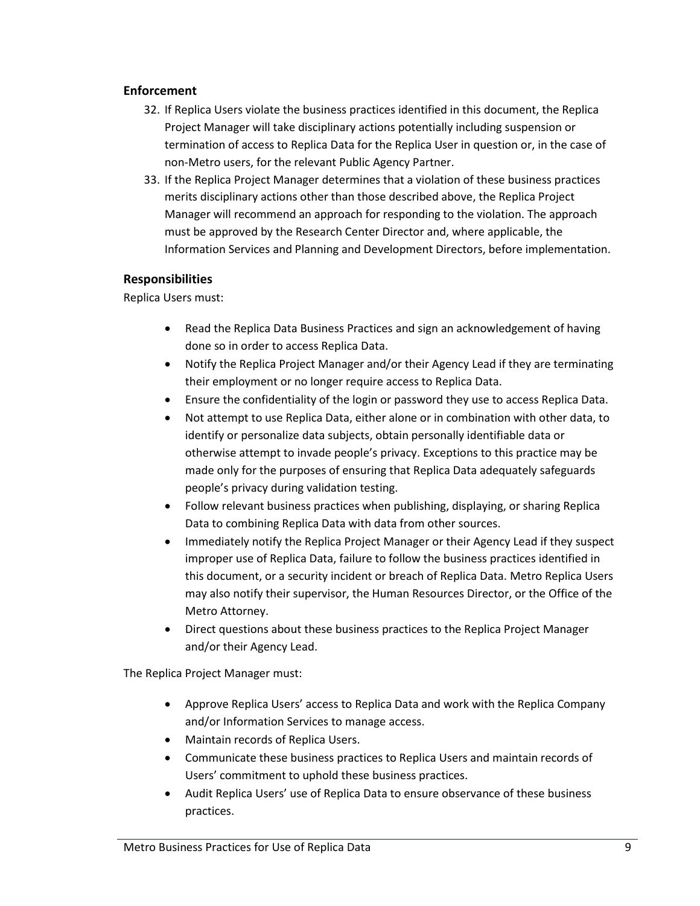### Enforcement

32. If Replica Users violate the business practices identified in this document, the Replica Project Manager will take disciplinary actions potentially including suspension or termination of access to Replica Data for the Replica User in question or, in the case of non-Metro users, for the relevant Public Agency Partner.
33. If the Replica Project Manager determines that a violation of these business practices merits disciplinary actions other than those described above, the Replica Project Manager will recommend an approach for responding to the violation. The approach must be approved by the Research Center Director and, where applicable, the Information Services and Planning and Development Directors, before implementation.

### Responsibilities

Replica Users must:

- Read the Replica Data Business Practices and sign an acknowledgement of having done so in order to access Replica Data.
- Notify the Replica Project Manager and/or their Agency Lead if they are terminating their employment or no longer require access to Replica Data.
- Ensure the confidentiality of the login or password they use to access Replica Data.
- Not attempt to use Replica Data, either alone or in combination with other data, to identify or personalize data subjects, obtain personally identifiable data or otherwise attempt to invade people's privacy. Exceptions to this practice may be made only for the purposes of ensuring that Replica Data adequately safeguards people's privacy during validation testing.
- Follow relevant business practices when publishing, displaying, or sharing Replica Data to combining Replica Data with data from other sources.
- Immediately notify the Replica Project Manager or their Agency Lead if they suspect improper use of Replica Data, failure to follow the business practices identified in this document, or a security incident or breach of Replica Data. Metro Replica Users may also notify their supervisor, the Human Resources Director, or the Office of the Metro Attorney.
- Direct questions about these business practices to the Replica Project Manager and/or their Agency Lead.

The Replica Project Manager must:

- Approve Replica Users' access to Replica Data and work with the Replica Company and/or Information Services to manage access.
- Maintain records of Replica Users.
- Communicate these business practices to Replica Users and maintain records of Users' commitment to uphold these business practices.
- Audit Replica Users' use of Replica Data to ensure observance of these business practices.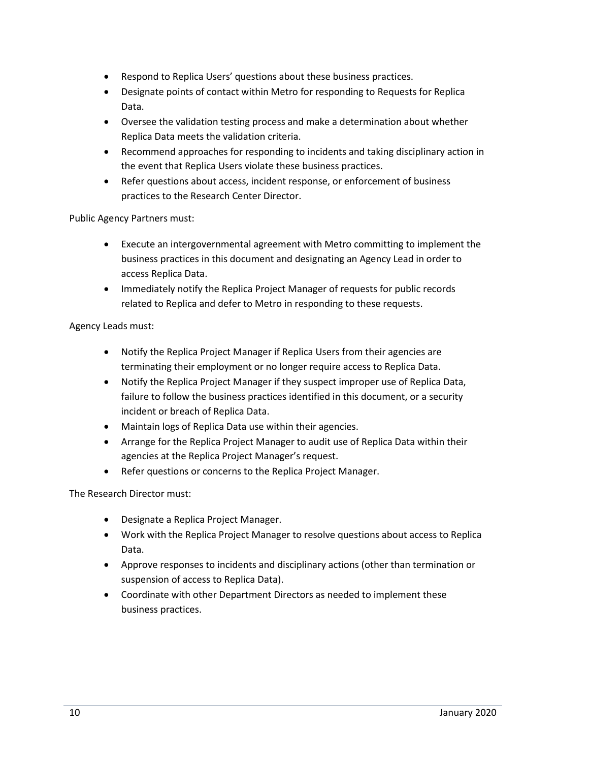- Respond to Replica Users' questions about these business practices.
- Designate points of contact within Metro for responding to Requests for Replica Data.
- Oversee the validation testing process and make a determination about whether Replica Data meets the validation criteria.
- Recommend approaches for responding to incidents and taking disciplinary action in the event that Replica Users violate these business practices.
- Refer questions about access, incident response, or enforcement of business practices to the Research Center Director.

Public Agency Partners must:

- Execute an intergovernmental agreement with Metro committing to implement the business practices in this document and designating an Agency Lead in order to access Replica Data.
- Immediately notify the Replica Project Manager of requests for public records related to Replica and defer to Metro in responding to these requests.

Agency Leads must:

- Notify the Replica Project Manager if Replica Users from their agencies are terminating their employment or no longer require access to Replica Data.
- Notify the Replica Project Manager if they suspect improper use of Replica Data, failure to follow the business practices identified in this document, or a security incident or breach of Replica Data.
- Maintain logs of Replica Data use within their agencies.
- Arrange for the Replica Project Manager to audit use of Replica Data within their agencies at the Replica Project Manager's request.
- Refer questions or concerns to the Replica Project Manager.

The Research Director must:

- Designate a Replica Project Manager.
- Work with the Replica Project Manager to resolve questions about access to Replica Data.
- Approve responses to incidents and disciplinary actions (other than termination or suspension of access to Replica Data).
- Coordinate with other Department Directors as needed to implement these business practices.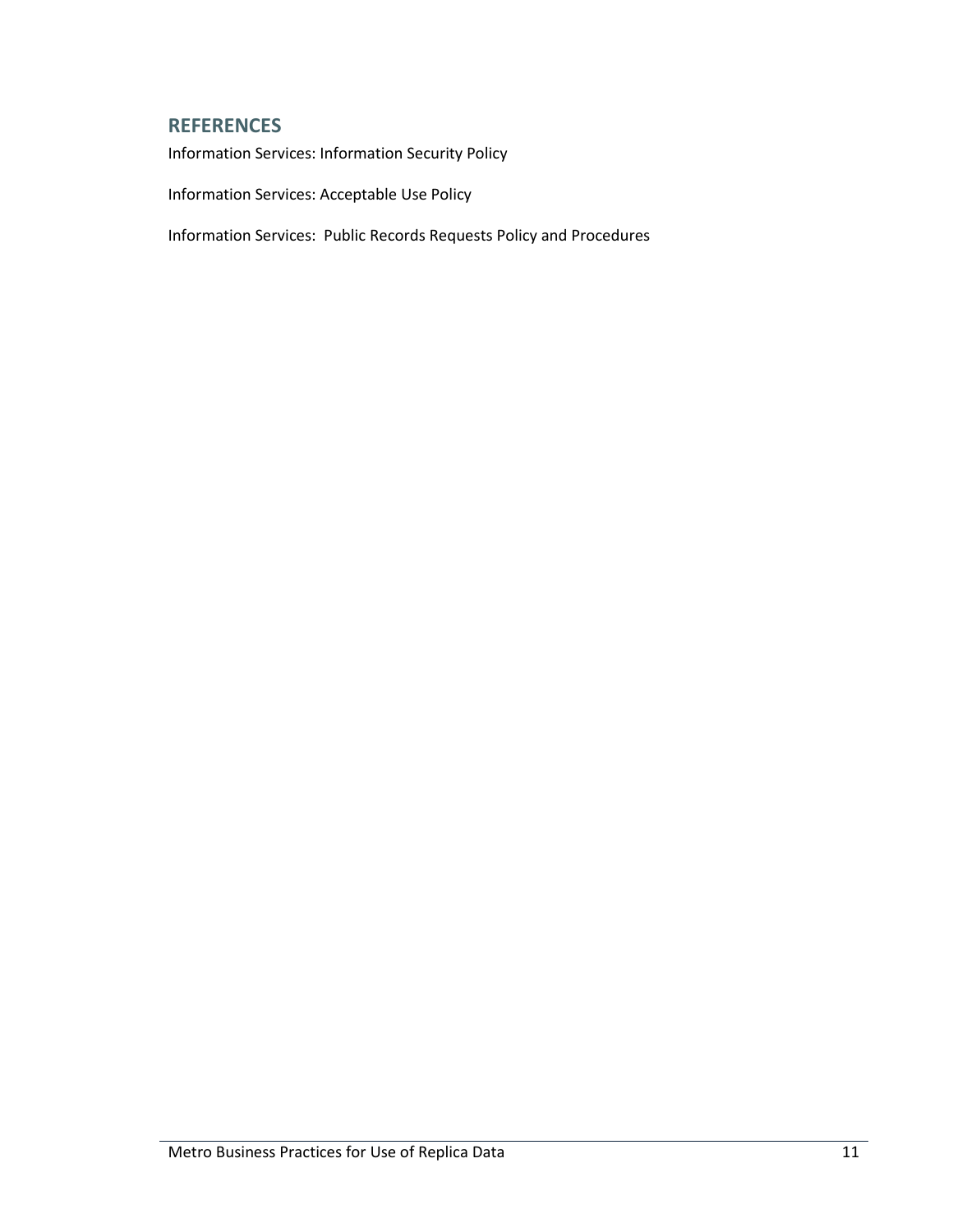## REFERENCES

Information Services: Information Security Policy

Information Services: Acceptable Use Policy

Information Services: Public Records Requests Policy and Procedures